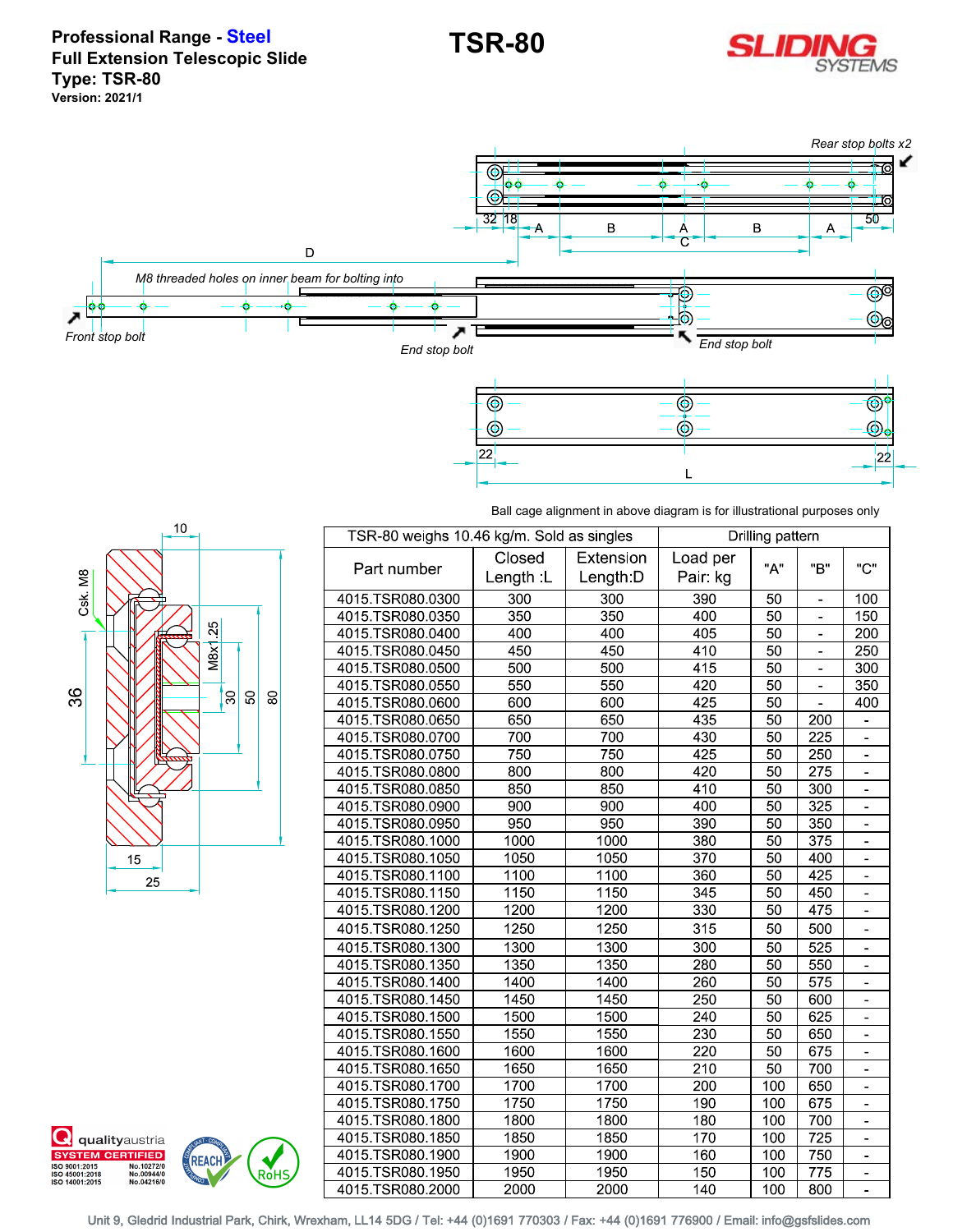**Professional Range - Steel**
**Full Extension Telescopic Slide**
**Type: TSR-80**
**Version: 2021/1**

# TSR-80

SLIDING SYSTEMS

*Rear stop bolts x2*

*M8 threaded holes on inner beam for bolting into*

*Front stop bolt*

*End stop bolt*

*End stop bolt*

Ball cage alignment in above diagram is for illustrational purposes only

| Part number | Closed Length :L | Extension Length:D | Load per Pair: kg | "A" | "B" | "C" |
|---|---|---|---|---|---|---|
| TSR-80 weighs 10.46 kg/m. Sold as singles | | | | Drilling pattern | | |
| 4015.TSR080.0300 | 300 | 300 | 390 | 50 | - | 100 |
| 4015.TSR080.0350 | 350 | 350 | 400 | 50 | - | 150 |
| 4015.TSR080.0400 | 400 | 400 | 405 | 50 | - | 200 |
| 4015.TSR080.0450 | 450 | 450 | 410 | 50 | - | 250 |
| 4015.TSR080.0500 | 500 | 500 | 415 | 50 | - | 300 |
| 4015.TSR080.0550 | 550 | 550 | 420 | 50 | - | 350 |
| 4015.TSR080.0600 | 600 | 600 | 425 | 50 | - | 400 |
| 4015.TSR080.0650 | 650 | 650 | 435 | 50 | 200 | - |
| 4015.TSR080.0700 | 700 | 700 | 430 | 50 | 225 | - |
| 4015.TSR080.0750 | 750 | 750 | 425 | 50 | 250 | - |
| 4015.TSR080.0800 | 800 | 800 | 420 | 50 | 275 | - |
| 4015.TSR080.0850 | 850 | 850 | 410 | 50 | 300 | - |
| 4015.TSR080.0900 | 900 | 900 | 400 | 50 | 325 | - |
| 4015.TSR080.0950 | 950 | 950 | 390 | 50 | 350 | - |
| 4015.TSR080.1000 | 1000 | 1000 | 380 | 50 | 375 | - |
| 4015.TSR080.1050 | 1050 | 1050 | 370 | 50 | 400 | - |
| 4015.TSR080.1100 | 1100 | 1100 | 360 | 50 | 425 | - |
| 4015.TSR080.1150 | 1150 | 1150 | 345 | 50 | 450 | - |
| 4015.TSR080.1200 | 1200 | 1200 | 330 | 50 | 475 | - |
| 4015.TSR080.1250 | 1250 | 1250 | 315 | 50 | 500 | - |
| 4015.TSR080.1300 | 1300 | 1300 | 300 | 50 | 525 | - |
| 4015.TSR080.1350 | 1350 | 1350 | 280 | 50 | 550 | - |
| 4015.TSR080.1400 | 1400 | 1400 | 260 | 50 | 575 | - |
| 4015.TSR080.1450 | 1450 | 1450 | 250 | 50 | 600 | - |
| 4015.TSR080.1500 | 1500 | 1500 | 240 | 50 | 625 | - |
| 4015.TSR080.1550 | 1550 | 1550 | 230 | 50 | 650 | - |
| 4015.TSR080.1600 | 1600 | 1600 | 220 | 50 | 675 | - |
| 4015.TSR080.1650 | 1650 | 1650 | 210 | 50 | 700 | - |
| 4015.TSR080.1700 | 1700 | 1700 | 200 | 100 | 650 | - |
| 4015.TSR080.1750 | 1750 | 1750 | 190 | 100 | 675 | - |
| 4015.TSR080.1800 | 1800 | 1800 | 180 | 100 | 700 | - |
| 4015.TSR080.1850 | 1850 | 1850 | 170 | 100 | 725 | - |
| 4015.TSR080.1900 | 1900 | 1900 | 160 | 100 | 750 | - |
| 4015.TSR080.1950 | 1950 | 1950 | 150 | 100 | 775 | - |
| 4015.TSR080.2000 | 2000 | 2000 | 140 | 100 | 800 | - |

qualityaustria SYSTEM CERTIFIED — ISO 9001:2015 No.10272/0, ISO 45001:2018 No.00944/0, ISO 14001:2015 No.04216/0 — REACH — RoHS

Unit 9, Gledrid Industrial Park, Chirk, Wrexham, LL14 5DG / Tel: +44 (0)1691 770303 / Fax: +44 (0)1691 776900 / Email: info@gsfslides.com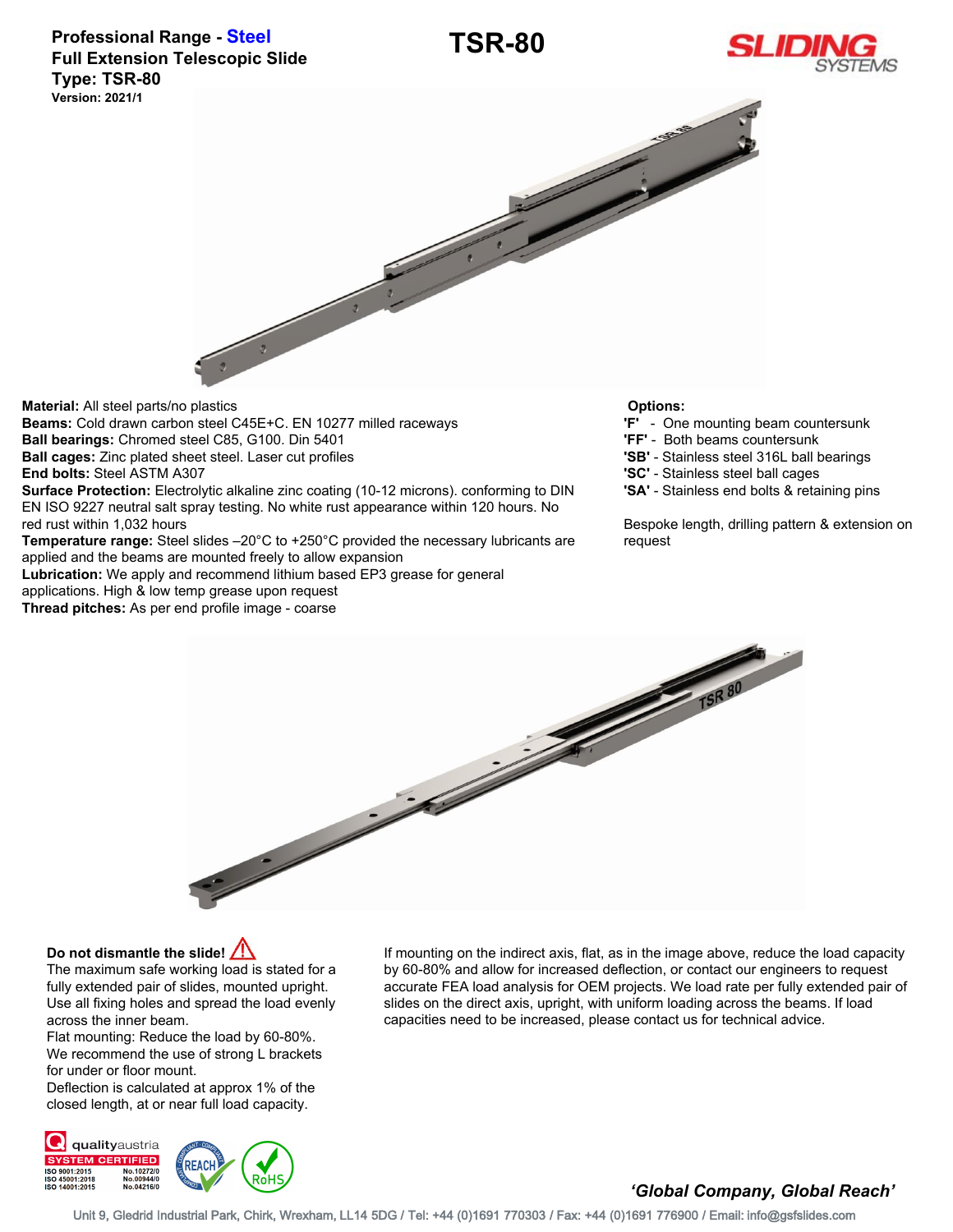**Professional Range - Steel**
**Full Extension Telescopic Slide**
**Type: TSR-80**
**Version: 2021/1**

# TSR-80

**Material:** All steel parts/no plastics
**Beams:** Cold drawn carbon steel C45E+C. EN 10277 milled raceways
**Ball bearings:** Chromed steel C85, G100. Din 5401
**Ball cages:** Zinc plated sheet steel. Laser cut profiles
**End bolts:** Steel ASTM A307
**Surface Protection:** Electrolytic alkaline zinc coating (10-12 microns). conforming to DIN EN ISO 9227 neutral salt spray testing. No white rust appearance within 120 hours. No red rust within 1,032 hours
**Temperature range:** Steel slides –20°C to +250°C provided the necessary lubricants are applied and the beams are mounted freely to allow expansion
**Lubrication:** We apply and recommend lithium based EP3 grease for general applications. High & low temp grease upon request
**Thread pitches:** As per end profile image - coarse

**Options:**
**'F'** - One mounting beam countersunk
**'FF'** - Both beams countersunk
**'SB'** - Stainless steel 316L ball bearings
**'SC'** - Stainless steel ball cages
**'SA'** - Stainless end bolts & retaining pins

Bespoke length, drilling pattern & extension on request

**Do not dismantle the slide!** ⚠
The maximum safe working load is stated for a fully extended pair of slides, mounted upright. Use all fixing holes and spread the load evenly across the inner beam.
Flat mounting: Reduce the load by 60-80%.
We recommend the use of strong L brackets for under or floor mount.
Deflection is calculated at approx 1% of the closed length, at or near full load capacity.

If mounting on the indirect axis, flat, as in the image above, reduce the load capacity by 60-80% and allow for increased deflection, or contact our engineers to request accurate FEA load analysis for OEM projects. We load rate per fully extended pair of slides on the direct axis, upright, with uniform loading across the beams. If load capacities need to be increased, please contact us for technical advice.

*'Global Company, Global Reach'*

Unit 9, Gledrid Industrial Park, Chirk, Wrexham, LL14 5DG / Tel: +44 (0)1691 770303 / Fax: +44 (0)1691 776900 / Email: info@gsfslides.com